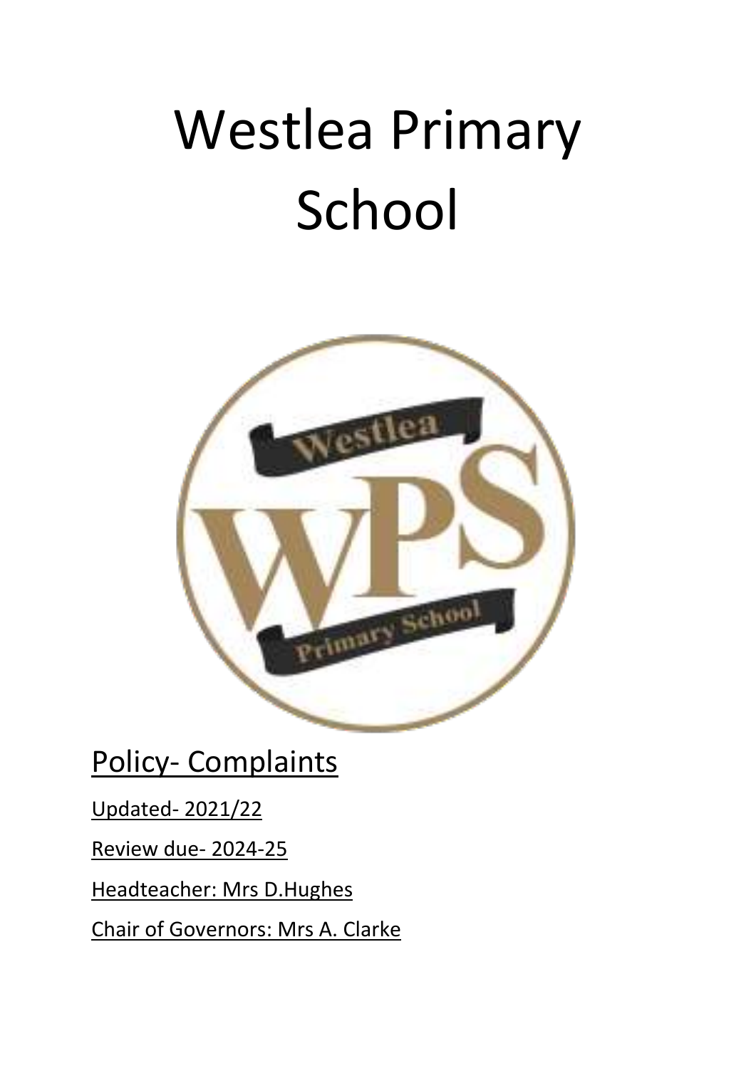# Westlea Primary School

Policy- Complaints

Updated- 2021/22

Review due- 2024-25

Headteacher: Mrs D.Hughes

Chair of Governors: Mrs A. Clarke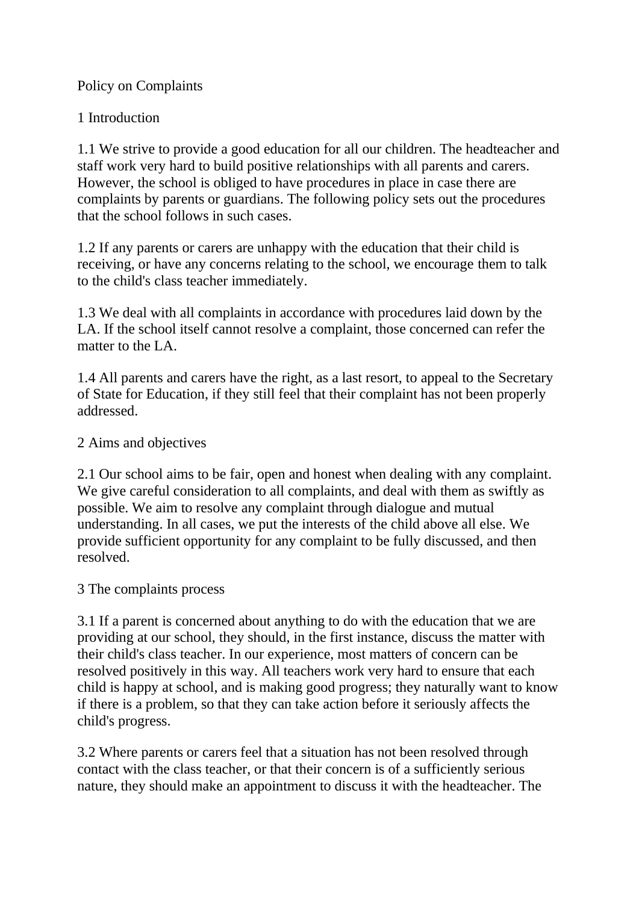Policy on Complaints

1 Introduction

1.1 We strive to provide a good education for all our children. The headteacher and staff work very hard to build positive relationships with all parents and carers. However, the school is obliged to have procedures in place in case there are complaints by parents or guardians. The following policy sets out the procedures that the school follows in such cases.

1.2 If any parents or carers are unhappy with the education that their child is receiving, or have any concerns relating to the school, we encourage them to talk to the child's class teacher immediately.

1.3 We deal with all complaints in accordance with procedures laid down by the LA. If the school itself cannot resolve a complaint, those concerned can refer the matter to the LA.

1.4 All parents and carers have the right, as a last resort, to appeal to the Secretary of State for Education, if they still feel that their complaint has not been properly addressed.

2 Aims and objectives

2.1 Our school aims to be fair, open and honest when dealing with any complaint. We give careful consideration to all complaints, and deal with them as swiftly as possible. We aim to resolve any complaint through dialogue and mutual understanding. In all cases, we put the interests of the child above all else. We provide sufficient opportunity for any complaint to be fully discussed, and then resolved.

3 The complaints process

3.1 If a parent is concerned about anything to do with the education that we are providing at our school, they should, in the first instance, discuss the matter with their child's class teacher. In our experience, most matters of concern can be resolved positively in this way. All teachers work very hard to ensure that each child is happy at school, and is making good progress; they naturally want to know if there is a problem, so that they can take action before it seriously affects the child's progress.

3.2 Where parents or carers feel that a situation has not been resolved through contact with the class teacher, or that their concern is of a sufficiently serious nature, they should make an appointment to discuss it with the headteacher. The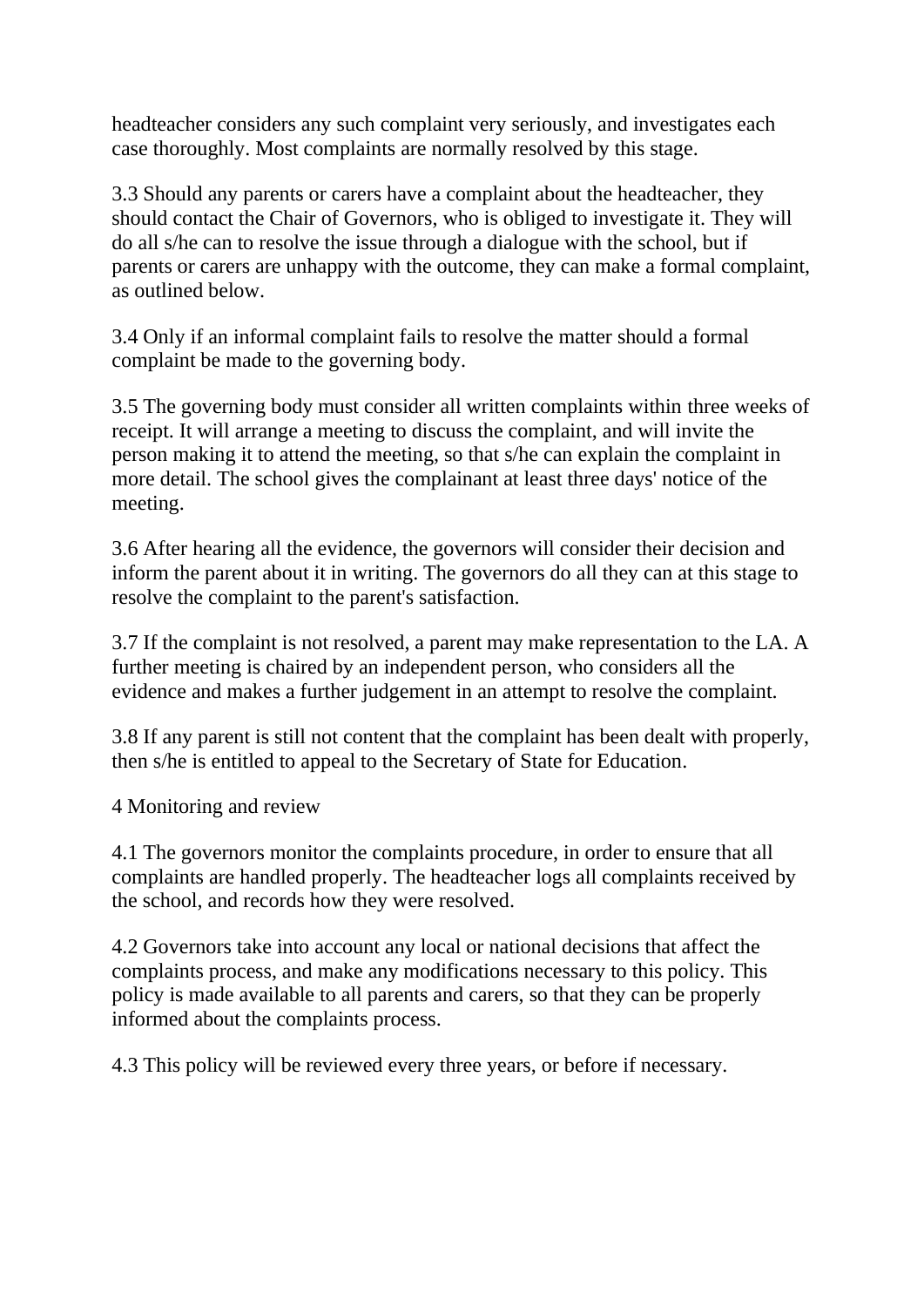headteacher considers any such complaint very seriously, and investigates each case thoroughly. Most complaints are normally resolved by this stage.

3.3 Should any parents or carers have a complaint about the headteacher, they should contact the Chair of Governors, who is obliged to investigate it. They will do all s/he can to resolve the issue through a dialogue with the school, but if parents or carers are unhappy with the outcome, they can make a formal complaint, as outlined below.

3.4 Only if an informal complaint fails to resolve the matter should a formal complaint be made to the governing body.

3.5 The governing body must consider all written complaints within three weeks of receipt. It will arrange a meeting to discuss the complaint, and will invite the person making it to attend the meeting, so that s/he can explain the complaint in more detail. The school gives the complainant at least three days' notice of the meeting.

3.6 After hearing all the evidence, the governors will consider their decision and inform the parent about it in writing. The governors do all they can at this stage to resolve the complaint to the parent's satisfaction.

3.7 If the complaint is not resolved, a parent may make representation to the LA. A further meeting is chaired by an independent person, who considers all the evidence and makes a further judgement in an attempt to resolve the complaint.

3.8 If any parent is still not content that the complaint has been dealt with properly, then s/he is entitled to appeal to the Secretary of State for Education.

4 Monitoring and review

4.1 The governors monitor the complaints procedure, in order to ensure that all complaints are handled properly. The headteacher logs all complaints received by the school, and records how they were resolved.

4.2 Governors take into account any local or national decisions that affect the complaints process, and make any modifications necessary to this policy. This policy is made available to all parents and carers, so that they can be properly informed about the complaints process.

4.3 This policy will be reviewed every three years, or before if necessary.